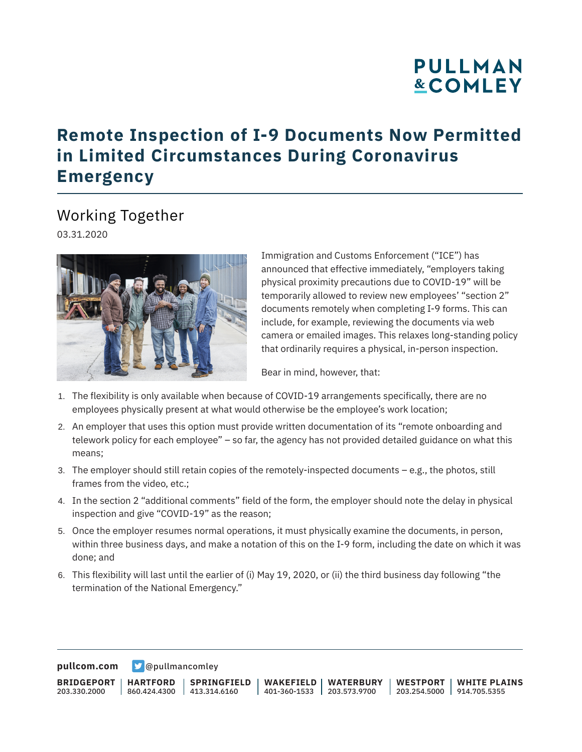# Remote Inspection of I-9 Documents Now Permitted in Limited Circumstances During Coronavirus Emergency

## Working Together

03.31.2020

Immigration and Customs Enforcement ("ICE") has announced that effective immediately, "employers taking physical proximity precautions due to COVID-19" will be temporarily allowed to review new employees' "section 2" documents remotely when completing I-9 forms. This can include, for example, reviewing the documents via web camera or emailed images. This relaxes long-standing policy that ordinarily requires a physical, in-person inspection.

Bear in mind, however, that:

1. The flexibility is only available when because of COVID-19 arrangements specifically, there are no employees physically present at what would otherwise be the employee's work location;
2. An employer that uses this option must provide written documentation of its "remote onboarding and telework policy for each employee" – so far, the agency has not provided detailed guidance on what this means;
3. The employer should still retain copies of the remotely-inspected documents – e.g., the photos, still frames from the video, etc.;
4. In the section 2 "additional comments" field of the form, the employer should note the delay in physical inspection and give "COVID-19" as the reason;
5. Once the employer resumes normal operations, it must physically examine the documents, in person, within three business days, and make a notation of this on the I-9 form, including the date on which it was done; and
6. This flexibility will last until the earlier of (i) May 19, 2020, or (ii) the third business day following "the termination of the National Emergency."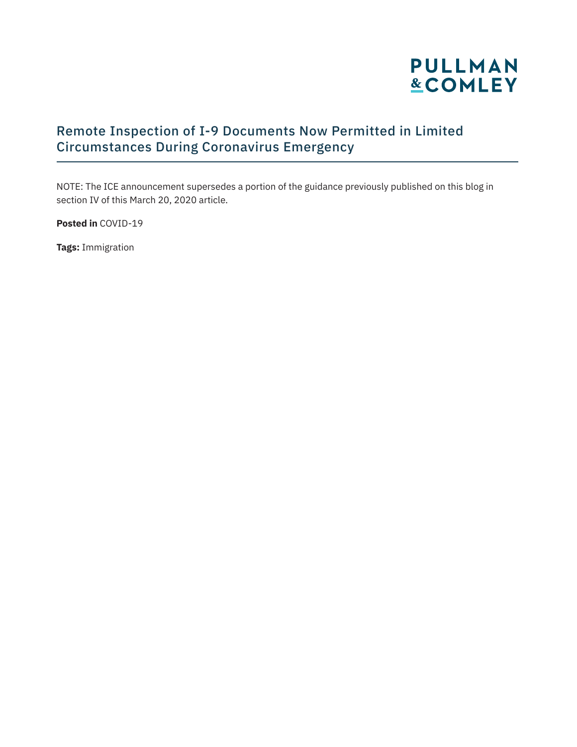# Remote Inspection of I-9 Documents Now Permitted in Limited Circumstances During Coronavirus Emergency

NOTE: The ICE announcement supersedes a portion of the guidance previously published on this blog in section IV of this March 20, 2020 article.

**Posted in** COVID-19

**Tags:** Immigration